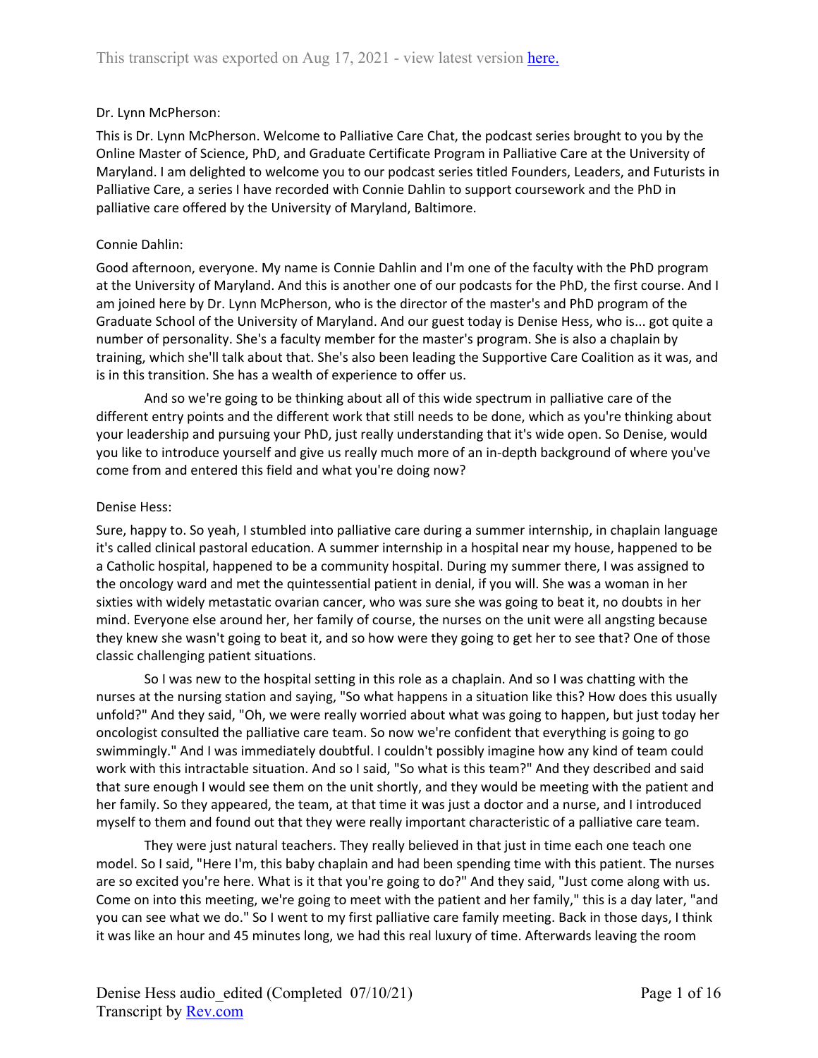Dr. Lynn McPherson:

This is Dr. Lynn McPherson. Welcome to Palliative Care Chat, the podcast series brought to you by the Online Master of Science, PhD, and Graduate Certificate Program in Palliative Care at the University of Maryland. I am delighted to welcome you to our podcast series titled Founders, Leaders, and Futurists in Palliative Care, a series I have recorded with Connie Dahlin to support coursework and the PhD in palliative care offered by the University of Maryland, Baltimore.

Connie Dahlin:

Good afternoon, everyone. My name is Connie Dahlin and I'm one of the faculty with the PhD program at the University of Maryland. And this is another one of our podcasts for the PhD, the first course. And I am joined here by Dr. Lynn McPherson, who is the director of the master's and PhD program of the Graduate School of the University of Maryland. And our guest today is Denise Hess, who is... got quite a number of personality. She's a faculty member for the master's program. She is also a chaplain by training, which she'll talk about that. She's also been leading the Supportive Care Coalition as it was, and is in this transition. She has a wealth of experience to offer us.

And so we're going to be thinking about all of this wide spectrum in palliative care of the different entry points and the different work that still needs to be done, which as you're thinking about your leadership and pursuing your PhD, just really understanding that it's wide open. So Denise, would you like to introduce yourself and give us really much more of an in-depth background of where you've come from and entered this field and what you're doing now?

Denise Hess:

Sure, happy to. So yeah, I stumbled into palliative care during a summer internship, in chaplain language it's called clinical pastoral education. A summer internship in a hospital near my house, happened to be a Catholic hospital, happened to be a community hospital. During my summer there, I was assigned to the oncology ward and met the quintessential patient in denial, if you will. She was a woman in her sixties with widely metastatic ovarian cancer, who was sure she was going to beat it, no doubts in her mind. Everyone else around her, her family of course, the nurses on the unit were all angsting because they knew she wasn't going to beat it, and so how were they going to get her to see that? One of those classic challenging patient situations.

So I was new to the hospital setting in this role as a chaplain. And so I was chatting with the nurses at the nursing station and saying, "So what happens in a situation like this? How does this usually unfold?" And they said, "Oh, we were really worried about what was going to happen, but just today her oncologist consulted the palliative care team. So now we're confident that everything is going to go swimmingly." And I was immediately doubtful. I couldn't possibly imagine how any kind of team could work with this intractable situation. And so I said, "So what is this team?" And they described and said that sure enough I would see them on the unit shortly, and they would be meeting with the patient and her family. So they appeared, the team, at that time it was just a doctor and a nurse, and I introduced myself to them and found out that they were really important characteristic of a palliative care team.

They were just natural teachers. They really believed in that just in time each one teach one model. So I said, "Here I'm, this baby chaplain and had been spending time with this patient. The nurses are so excited you're here. What is it that you're going to do?" And they said, "Just come along with us. Come on into this meeting, we're going to meet with the patient and her family," this is a day later, "and you can see what we do." So I went to my first palliative care family meeting. Back in those days, I think it was like an hour and 45 minutes long, we had this real luxury of time. Afterwards leaving the room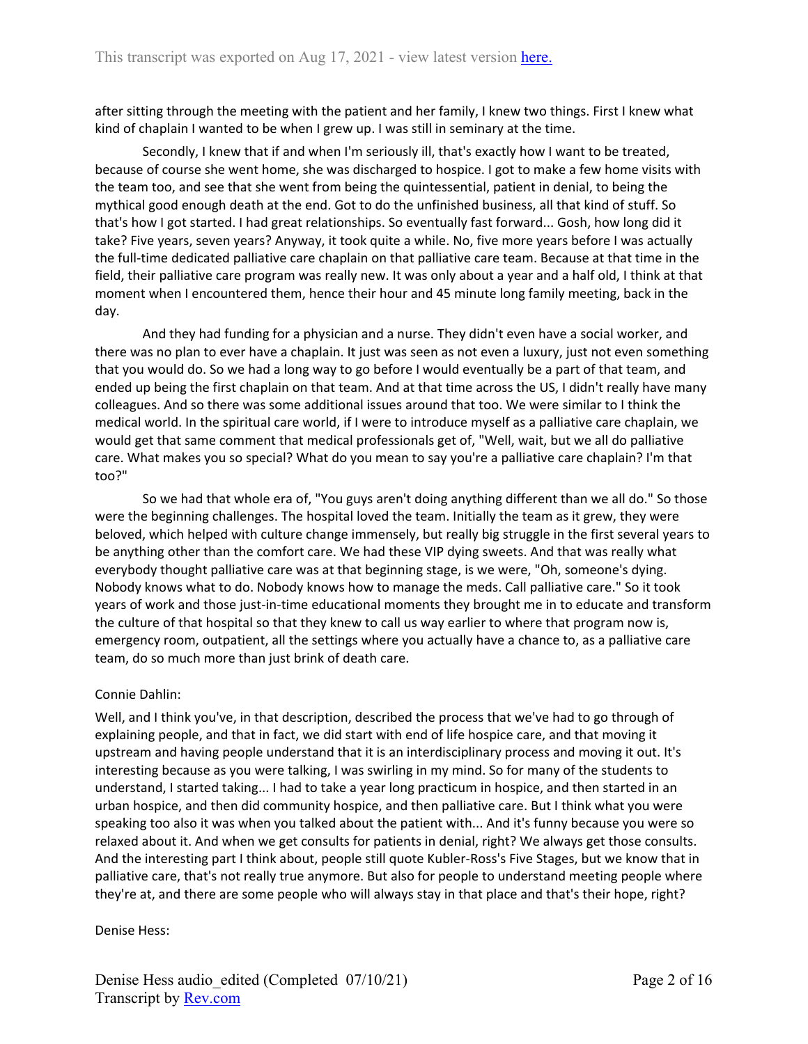after sitting through the meeting with the patient and her family, I knew two things. First I knew what kind of chaplain I wanted to be when I grew up. I was still in seminary at the time.

Secondly, I knew that if and when I'm seriously ill, that's exactly how I want to be treated, because of course she went home, she was discharged to hospice. I got to make a few home visits with the team too, and see that she went from being the quintessential, patient in denial, to being the mythical good enough death at the end. Got to do the unfinished business, all that kind of stuff. So that's how I got started. I had great relationships. So eventually fast forward... Gosh, how long did it take? Five years, seven years? Anyway, it took quite a while. No, five more years before I was actually the full-time dedicated palliative care chaplain on that palliative care team. Because at that time in the field, their palliative care program was really new. It was only about a year and a half old, I think at that moment when I encountered them, hence their hour and 45 minute long family meeting, back in the day.

And they had funding for a physician and a nurse. They didn't even have a social worker, and there was no plan to ever have a chaplain. It just was seen as not even a luxury, just not even something that you would do. So we had a long way to go before I would eventually be a part of that team, and ended up being the first chaplain on that team. And at that time across the US, I didn't really have many colleagues. And so there was some additional issues around that too. We were similar to I think the medical world. In the spiritual care world, if I were to introduce myself as a palliative care chaplain, we would get that same comment that medical professionals get of, "Well, wait, but we all do palliative care. What makes you so special? What do you mean to say you're a palliative care chaplain? I'm that too?"

So we had that whole era of, "You guys aren't doing anything different than we all do." So those were the beginning challenges. The hospital loved the team. Initially the team as it grew, they were beloved, which helped with culture change immensely, but really big struggle in the first several years to be anything other than the comfort care. We had these VIP dying sweets. And that was really what everybody thought palliative care was at that beginning stage, is we were, "Oh, someone's dying. Nobody knows what to do. Nobody knows how to manage the meds. Call palliative care." So it took years of work and those just-in-time educational moments they brought me in to educate and transform the culture of that hospital so that they knew to call us way earlier to where that program now is, emergency room, outpatient, all the settings where you actually have a chance to, as a palliative care team, do so much more than just brink of death care.

Connie Dahlin:

Well, and I think you've, in that description, described the process that we've had to go through of explaining people, and that in fact, we did start with end of life hospice care, and that moving it upstream and having people understand that it is an interdisciplinary process and moving it out. It's interesting because as you were talking, I was swirling in my mind. So for many of the students to understand, I started taking... I had to take a year long practicum in hospice, and then started in an urban hospice, and then did community hospice, and then palliative care. But I think what you were speaking too also it was when you talked about the patient with... And it's funny because you were so relaxed about it. And when we get consults for patients in denial, right? We always get those consults. And the interesting part I think about, people still quote Kubler-Ross's Five Stages, but we know that in palliative care, that's not really true anymore. But also for people to understand meeting people where they're at, and there are some people who will always stay in that place and that's their hope, right?

Denise Hess: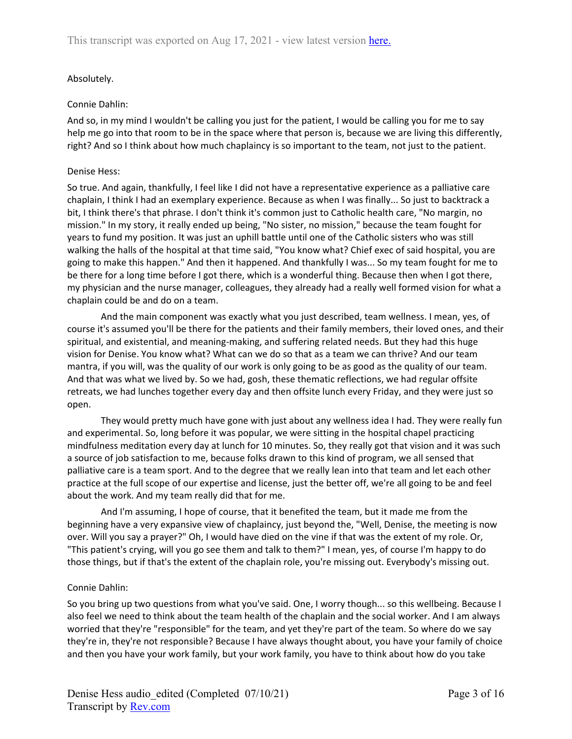Absolutely.

Connie Dahlin:

And so, in my mind I wouldn't be calling you just for the patient, I would be calling you for me to say help me go into that room to be in the space where that person is, because we are living this differently, right? And so I think about how much chaplaincy is so important to the team, not just to the patient.

Denise Hess:

So true. And again, thankfully, I feel like I did not have a representative experience as a palliative care chaplain, I think I had an exemplary experience. Because as when I was finally... So just to backtrack a bit, I think there's that phrase. I don't think it's common just to Catholic health care, "No margin, no mission." In my story, it really ended up being, "No sister, no mission," because the team fought for years to fund my position. It was just an uphill battle until one of the Catholic sisters who was still walking the halls of the hospital at that time said, "You know what? Chief exec of said hospital, you are going to make this happen." And then it happened. And thankfully I was... So my team fought for me to be there for a long time before I got there, which is a wonderful thing. Because then when I got there, my physician and the nurse manager, colleagues, they already had a really well formed vision for what a chaplain could be and do on a team.

And the main component was exactly what you just described, team wellness. I mean, yes, of course it's assumed you'll be there for the patients and their family members, their loved ones, and their spiritual, and existential, and meaning-making, and suffering related needs. But they had this huge vision for Denise. You know what? What can we do so that as a team we can thrive? And our team mantra, if you will, was the quality of our work is only going to be as good as the quality of our team. And that was what we lived by. So we had, gosh, these thematic reflections, we had regular offsite retreats, we had lunches together every day and then offsite lunch every Friday, and they were just so open.

They would pretty much have gone with just about any wellness idea I had. They were really fun and experimental. So, long before it was popular, we were sitting in the hospital chapel practicing mindfulness meditation every day at lunch for 10 minutes. So, they really got that vision and it was such a source of job satisfaction to me, because folks drawn to this kind of program, we all sensed that palliative care is a team sport. And to the degree that we really lean into that team and let each other practice at the full scope of our expertise and license, just the better off, we're all going to be and feel about the work. And my team really did that for me.

And I'm assuming, I hope of course, that it benefited the team, but it made me from the beginning have a very expansive view of chaplaincy, just beyond the, "Well, Denise, the meeting is now over. Will you say a prayer?" Oh, I would have died on the vine if that was the extent of my role. Or, "This patient's crying, will you go see them and talk to them?" I mean, yes, of course I'm happy to do those things, but if that's the extent of the chaplain role, you're missing out. Everybody's missing out.

Connie Dahlin:

So you bring up two questions from what you've said. One, I worry though... so this wellbeing. Because I also feel we need to think about the team health of the chaplain and the social worker. And I am always worried that they're "responsible" for the team, and yet they're part of the team. So where do we say they're in, they're not responsible? Because I have always thought about, you have your family of choice and then you have your work family, but your work family, you have to think about how do you take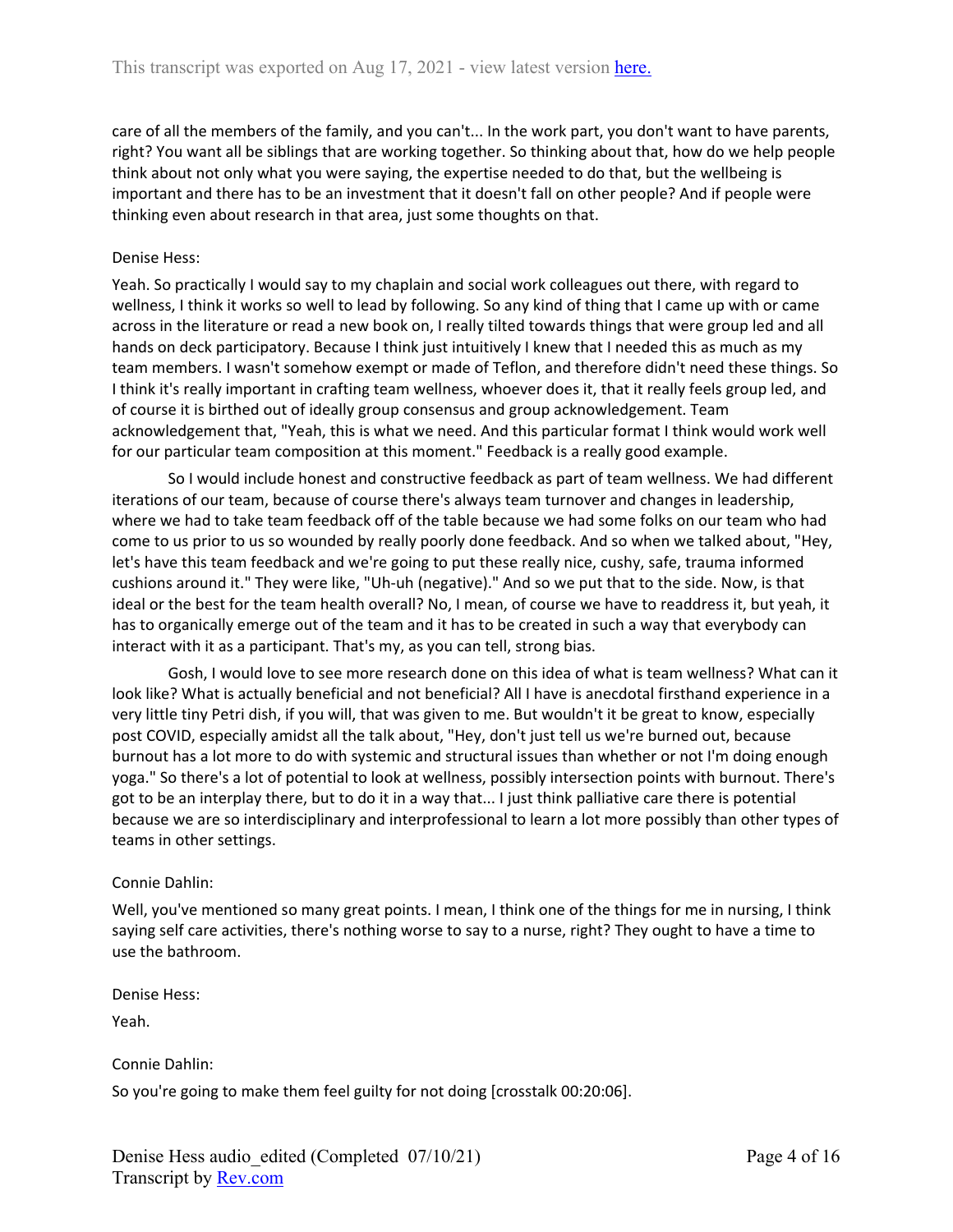care of all the members of the family, and you can't... In the work part, you don't want to have parents, right? You want all be siblings that are working together. So thinking about that, how do we help people think about not only what you were saying, the expertise needed to do that, but the wellbeing is important and there has to be an investment that it doesn't fall on other people? And if people were thinking even about research in that area, just some thoughts on that.

Denise Hess:

Yeah. So practically I would say to my chaplain and social work colleagues out there, with regard to wellness, I think it works so well to lead by following. So any kind of thing that I came up with or came across in the literature or read a new book on, I really tilted towards things that were group led and all hands on deck participatory. Because I think just intuitively I knew that I needed this as much as my team members. I wasn't somehow exempt or made of Teflon, and therefore didn't need these things. So I think it's really important in crafting team wellness, whoever does it, that it really feels group led, and of course it is birthed out of ideally group consensus and group acknowledgement. Team acknowledgement that, "Yeah, this is what we need. And this particular format I think would work well for our particular team composition at this moment." Feedback is a really good example.

So I would include honest and constructive feedback as part of team wellness. We had different iterations of our team, because of course there's always team turnover and changes in leadership, where we had to take team feedback off of the table because we had some folks on our team who had come to us prior to us so wounded by really poorly done feedback. And so when we talked about, "Hey, let's have this team feedback and we're going to put these really nice, cushy, safe, trauma informed cushions around it." They were like, "Uh-uh (negative)." And so we put that to the side. Now, is that ideal or the best for the team health overall? No, I mean, of course we have to readdress it, but yeah, it has to organically emerge out of the team and it has to be created in such a way that everybody can interact with it as a participant. That's my, as you can tell, strong bias.

Gosh, I would love to see more research done on this idea of what is team wellness? What can it look like? What is actually beneficial and not beneficial? All I have is anecdotal firsthand experience in a very little tiny Petri dish, if you will, that was given to me. But wouldn't it be great to know, especially post COVID, especially amidst all the talk about, "Hey, don't just tell us we're burned out, because burnout has a lot more to do with systemic and structural issues than whether or not I'm doing enough yoga." So there's a lot of potential to look at wellness, possibly intersection points with burnout. There's got to be an interplay there, but to do it in a way that... I just think palliative care there is potential because we are so interdisciplinary and interprofessional to learn a lot more possibly than other types of teams in other settings.

Connie Dahlin:

Well, you've mentioned so many great points. I mean, I think one of the things for me in nursing, I think saying self care activities, there's nothing worse to say to a nurse, right? They ought to have a time to use the bathroom.

Denise Hess:

Yeah.

Connie Dahlin:

So you're going to make them feel guilty for not doing [crosstalk 00:20:06].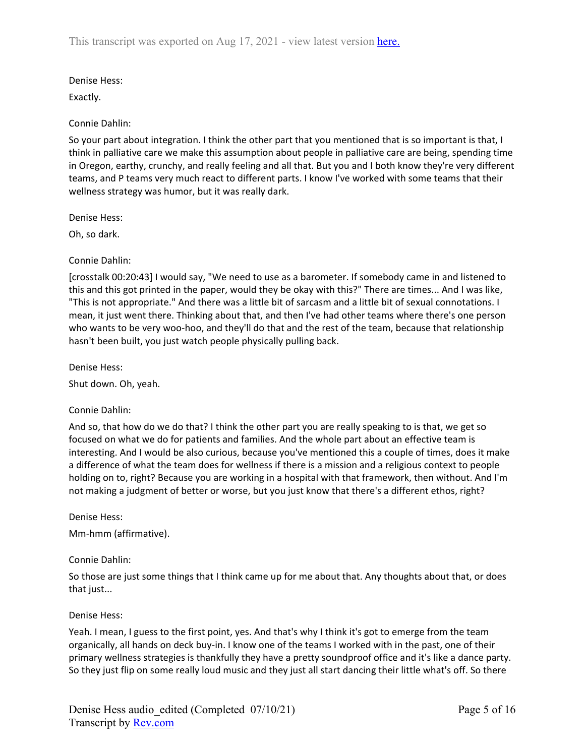Denise Hess:

Exactly.

Connie Dahlin:

So your part about integration. I think the other part that you mentioned that is so important is that, I think in palliative care we make this assumption about people in palliative care are being, spending time in Oregon, earthy, crunchy, and really feeling and all that. But you and I both know they're very different teams, and P teams very much react to different parts. I know I've worked with some teams that their wellness strategy was humor, but it was really dark.

Denise Hess:

Oh, so dark.

Connie Dahlin:

[crosstalk 00:20:43] I would say, "We need to use as a barometer. If somebody came in and listened to this and this got printed in the paper, would they be okay with this?" There are times... And I was like, "This is not appropriate." And there was a little bit of sarcasm and a little bit of sexual connotations. I mean, it just went there. Thinking about that, and then I've had other teams where there's one person who wants to be very woo-hoo, and they'll do that and the rest of the team, because that relationship hasn't been built, you just watch people physically pulling back.

Denise Hess:

Shut down. Oh, yeah.

Connie Dahlin:

And so, that how do we do that? I think the other part you are really speaking to is that, we get so focused on what we do for patients and families. And the whole part about an effective team is interesting. And I would be also curious, because you've mentioned this a couple of times, does it make a difference of what the team does for wellness if there is a mission and a religious context to people holding on to, right? Because you are working in a hospital with that framework, then without. And I'm not making a judgment of better or worse, but you just know that there's a different ethos, right?

Denise Hess:

Mm-hmm (affirmative).

Connie Dahlin:

So those are just some things that I think came up for me about that. Any thoughts about that, or does that just...

Denise Hess:

Yeah. I mean, I guess to the first point, yes. And that's why I think it's got to emerge from the team organically, all hands on deck buy-in. I know one of the teams I worked with in the past, one of their primary wellness strategies is thankfully they have a pretty soundproof office and it's like a dance party. So they just flip on some really loud music and they just all start dancing their little what's off. So there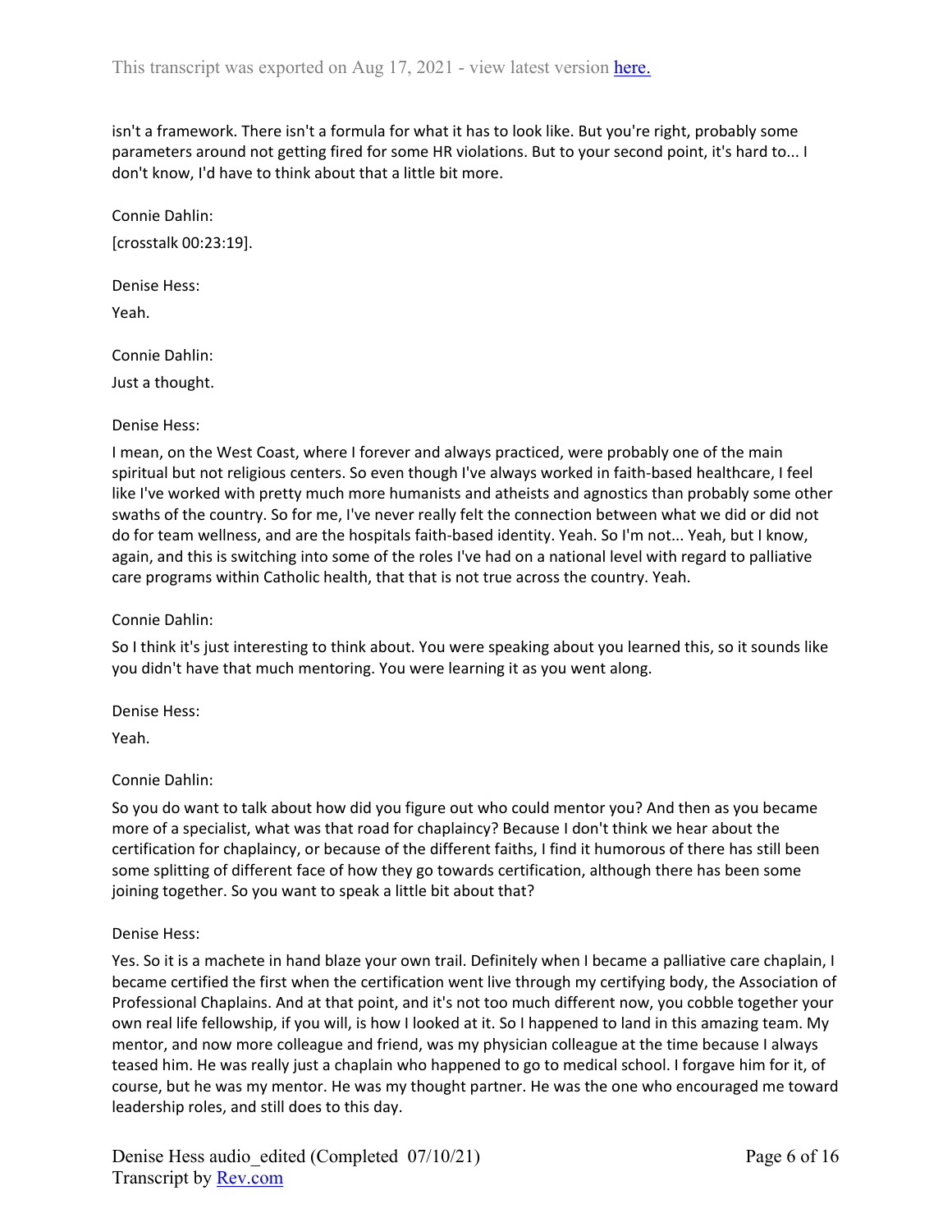isn't a framework. There isn't a formula for what it has to look like. But you're right, probably some parameters around not getting fired for some HR violations. But to your second point, it's hard to... I don't know, I'd have to think about that a little bit more.

Connie Dahlin:

[crosstalk 00:23:19].

Denise Hess:

Yeah.

Connie Dahlin:

Just a thought.

Denise Hess:

I mean, on the West Coast, where I forever and always practiced, were probably one of the main spiritual but not religious centers. So even though I've always worked in faith-based healthcare, I feel like I've worked with pretty much more humanists and atheists and agnostics than probably some other swaths of the country. So for me, I've never really felt the connection between what we did or did not do for team wellness, and are the hospitals faith-based identity. Yeah. So I'm not... Yeah, but I know, again, and this is switching into some of the roles I've had on a national level with regard to palliative care programs within Catholic health, that that is not true across the country. Yeah.

Connie Dahlin:

So I think it's just interesting to think about. You were speaking about you learned this, so it sounds like you didn't have that much mentoring. You were learning it as you went along.

Denise Hess:

Yeah.

Connie Dahlin:

So you do want to talk about how did you figure out who could mentor you? And then as you became more of a specialist, what was that road for chaplaincy? Because I don't think we hear about the certification for chaplaincy, or because of the different faiths, I find it humorous of there has still been some splitting of different face of how they go towards certification, although there has been some joining together. So you want to speak a little bit about that?

Denise Hess:

Yes. So it is a machete in hand blaze your own trail. Definitely when I became a palliative care chaplain, I became certified the first when the certification went live through my certifying body, the Association of Professional Chaplains. And at that point, and it's not too much different now, you cobble together your own real life fellowship, if you will, is how I looked at it. So I happened to land in this amazing team. My mentor, and now more colleague and friend, was my physician colleague at the time because I always teased him. He was really just a chaplain who happened to go to medical school. I forgave him for it, of course, but he was my mentor. He was my thought partner. He was the one who encouraged me toward leadership roles, and still does to this day.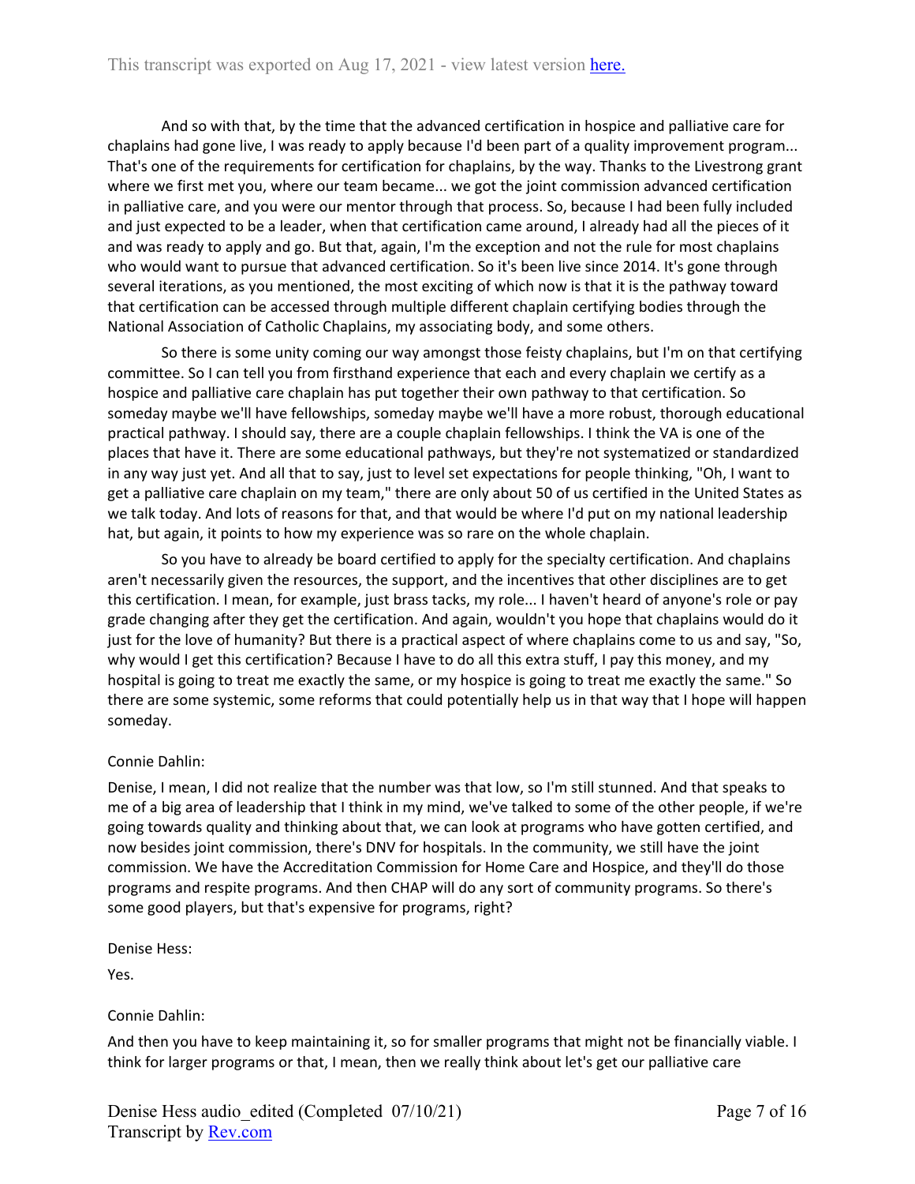And so with that, by the time that the advanced certification in hospice and palliative care for chaplains had gone live, I was ready to apply because I'd been part of a quality improvement program... That's one of the requirements for certification for chaplains, by the way. Thanks to the Livestrong grant where we first met you, where our team became... we got the joint commission advanced certification in palliative care, and you were our mentor through that process. So, because I had been fully included and just expected to be a leader, when that certification came around, I already had all the pieces of it and was ready to apply and go. But that, again, I'm the exception and not the rule for most chaplains who would want to pursue that advanced certification. So it's been live since 2014. It's gone through several iterations, as you mentioned, the most exciting of which now is that it is the pathway toward that certification can be accessed through multiple different chaplain certifying bodies through the National Association of Catholic Chaplains, my associating body, and some others.

So there is some unity coming our way amongst those feisty chaplains, but I'm on that certifying committee. So I can tell you from firsthand experience that each and every chaplain we certify as a hospice and palliative care chaplain has put together their own pathway to that certification. So someday maybe we'll have fellowships, someday maybe we'll have a more robust, thorough educational practical pathway. I should say, there are a couple chaplain fellowships. I think the VA is one of the places that have it. There are some educational pathways, but they're not systematized or standardized in any way just yet. And all that to say, just to level set expectations for people thinking, "Oh, I want to get a palliative care chaplain on my team," there are only about 50 of us certified in the United States as we talk today. And lots of reasons for that, and that would be where I'd put on my national leadership hat, but again, it points to how my experience was so rare on the whole chaplain.

So you have to already be board certified to apply for the specialty certification. And chaplains aren't necessarily given the resources, the support, and the incentives that other disciplines are to get this certification. I mean, for example, just brass tacks, my role... I haven't heard of anyone's role or pay grade changing after they get the certification. And again, wouldn't you hope that chaplains would do it just for the love of humanity? But there is a practical aspect of where chaplains come to us and say, "So, why would I get this certification? Because I have to do all this extra stuff, I pay this money, and my hospital is going to treat me exactly the same, or my hospice is going to treat me exactly the same." So there are some systemic, some reforms that could potentially help us in that way that I hope will happen someday.

Connie Dahlin:

Denise, I mean, I did not realize that the number was that low, so I'm still stunned. And that speaks to me of a big area of leadership that I think in my mind, we've talked to some of the other people, if we're going towards quality and thinking about that, we can look at programs who have gotten certified, and now besides joint commission, there's DNV for hospitals. In the community, we still have the joint commission. We have the Accreditation Commission for Home Care and Hospice, and they'll do those programs and respite programs. And then CHAP will do any sort of community programs. So there's some good players, but that's expensive for programs, right?

Denise Hess:

Yes.

Connie Dahlin:

And then you have to keep maintaining it, so for smaller programs that might not be financially viable. I think for larger programs or that, I mean, then we really think about let's get our palliative care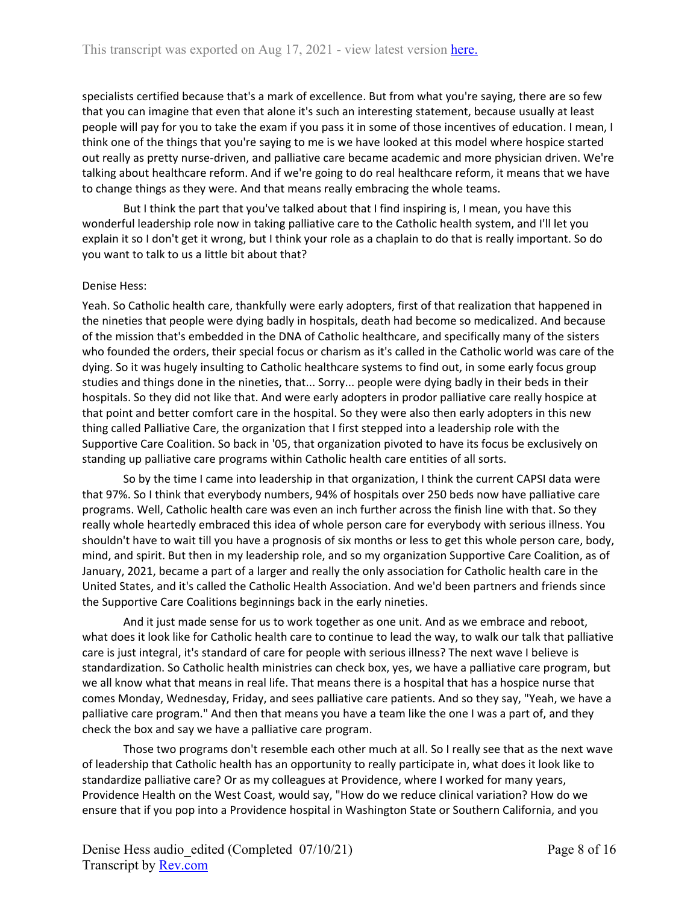specialists certified because that's a mark of excellence. But from what you're saying, there are so few that you can imagine that even that alone it's such an interesting statement, because usually at least people will pay for you to take the exam if you pass it in some of those incentives of education. I mean, I think one of the things that you're saying to me is we have looked at this model where hospice started out really as pretty nurse-driven, and palliative care became academic and more physician driven. We're talking about healthcare reform. And if we're going to do real healthcare reform, it means that we have to change things as they were. And that means really embracing the whole teams.

But I think the part that you've talked about that I find inspiring is, I mean, you have this wonderful leadership role now in taking palliative care to the Catholic health system, and I'll let you explain it so I don't get it wrong, but I think your role as a chaplain to do that is really important. So do you want to talk to us a little bit about that?

Denise Hess:

Yeah. So Catholic health care, thankfully were early adopters, first of that realization that happened in the nineties that people were dying badly in hospitals, death had become so medicalized. And because of the mission that's embedded in the DNA of Catholic healthcare, and specifically many of the sisters who founded the orders, their special focus or charism as it's called in the Catholic world was care of the dying. So it was hugely insulting to Catholic healthcare systems to find out, in some early focus group studies and things done in the nineties, that... Sorry... people were dying badly in their beds in their hospitals. So they did not like that. And were early adopters in prodor palliative care really hospice at that point and better comfort care in the hospital. So they were also then early adopters in this new thing called Palliative Care, the organization that I first stepped into a leadership role with the Supportive Care Coalition. So back in '05, that organization pivoted to have its focus be exclusively on standing up palliative care programs within Catholic health care entities of all sorts.

So by the time I came into leadership in that organization, I think the current CAPSI data were that 97%. So I think that everybody numbers, 94% of hospitals over 250 beds now have palliative care programs. Well, Catholic health care was even an inch further across the finish line with that. So they really whole heartedly embraced this idea of whole person care for everybody with serious illness. You shouldn't have to wait till you have a prognosis of six months or less to get this whole person care, body, mind, and spirit. But then in my leadership role, and so my organization Supportive Care Coalition, as of January, 2021, became a part of a larger and really the only association for Catholic health care in the United States, and it's called the Catholic Health Association. And we'd been partners and friends since the Supportive Care Coalitions beginnings back in the early nineties.

And it just made sense for us to work together as one unit. And as we embrace and reboot, what does it look like for Catholic health care to continue to lead the way, to walk our talk that palliative care is just integral, it's standard of care for people with serious illness? The next wave I believe is standardization. So Catholic health ministries can check box, yes, we have a palliative care program, but we all know what that means in real life. That means there is a hospital that has a hospice nurse that comes Monday, Wednesday, Friday, and sees palliative care patients. And so they say, "Yeah, we have a palliative care program." And then that means you have a team like the one I was a part of, and they check the box and say we have a palliative care program.

Those two programs don't resemble each other much at all. So I really see that as the next wave of leadership that Catholic health has an opportunity to really participate in, what does it look like to standardize palliative care? Or as my colleagues at Providence, where I worked for many years, Providence Health on the West Coast, would say, "How do we reduce clinical variation? How do we ensure that if you pop into a Providence hospital in Washington State or Southern California, and you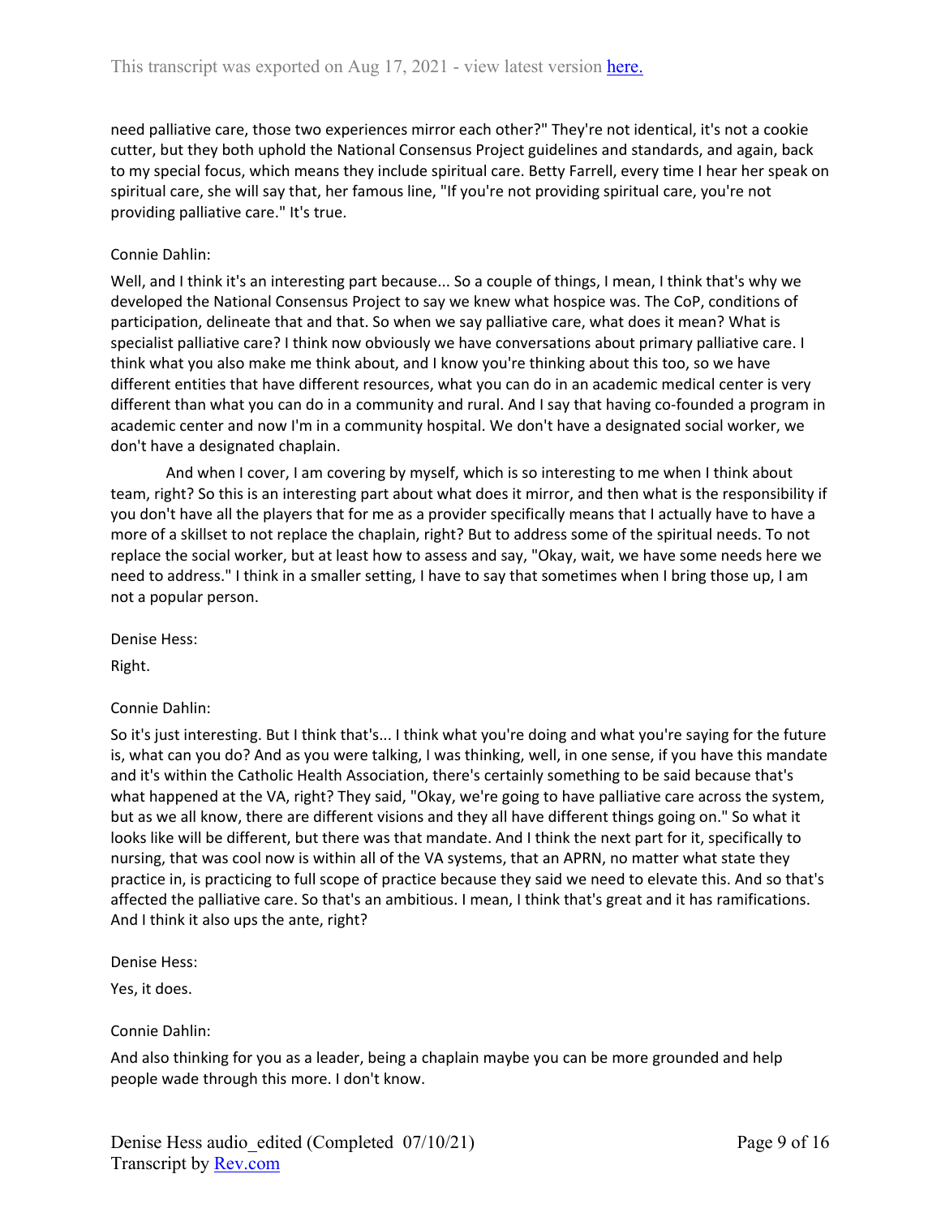need palliative care, those two experiences mirror each other?" They're not identical, it's not a cookie cutter, but they both uphold the National Consensus Project guidelines and standards, and again, back to my special focus, which means they include spiritual care. Betty Farrell, every time I hear her speak on spiritual care, she will say that, her famous line, "If you're not providing spiritual care, you're not providing palliative care." It's true.

Connie Dahlin:

Well, and I think it's an interesting part because... So a couple of things, I mean, I think that's why we developed the National Consensus Project to say we knew what hospice was. The CoP, conditions of participation, delineate that and that. So when we say palliative care, what does it mean? What is specialist palliative care? I think now obviously we have conversations about primary palliative care. I think what you also make me think about, and I know you're thinking about this too, so we have different entities that have different resources, what you can do in an academic medical center is very different than what you can do in a community and rural. And I say that having co-founded a program in academic center and now I'm in a community hospital. We don't have a designated social worker, we don't have a designated chaplain.

And when I cover, I am covering by myself, which is so interesting to me when I think about team, right? So this is an interesting part about what does it mirror, and then what is the responsibility if you don't have all the players that for me as a provider specifically means that I actually have to have a more of a skillset to not replace the chaplain, right? But to address some of the spiritual needs. To not replace the social worker, but at least how to assess and say, "Okay, wait, we have some needs here we need to address." I think in a smaller setting, I have to say that sometimes when I bring those up, I am not a popular person.

Denise Hess:

Right.

Connie Dahlin:

So it's just interesting. But I think that's... I think what you're doing and what you're saying for the future is, what can you do? And as you were talking, I was thinking, well, in one sense, if you have this mandate and it's within the Catholic Health Association, there's certainly something to be said because that's what happened at the VA, right? They said, "Okay, we're going to have palliative care across the system, but as we all know, there are different visions and they all have different things going on." So what it looks like will be different, but there was that mandate. And I think the next part for it, specifically to nursing, that was cool now is within all of the VA systems, that an APRN, no matter what state they practice in, is practicing to full scope of practice because they said we need to elevate this. And so that's affected the palliative care. So that's an ambitious. I mean, I think that's great and it has ramifications. And I think it also ups the ante, right?

Denise Hess:

Yes, it does.

Connie Dahlin:

And also thinking for you as a leader, being a chaplain maybe you can be more grounded and help people wade through this more. I don't know.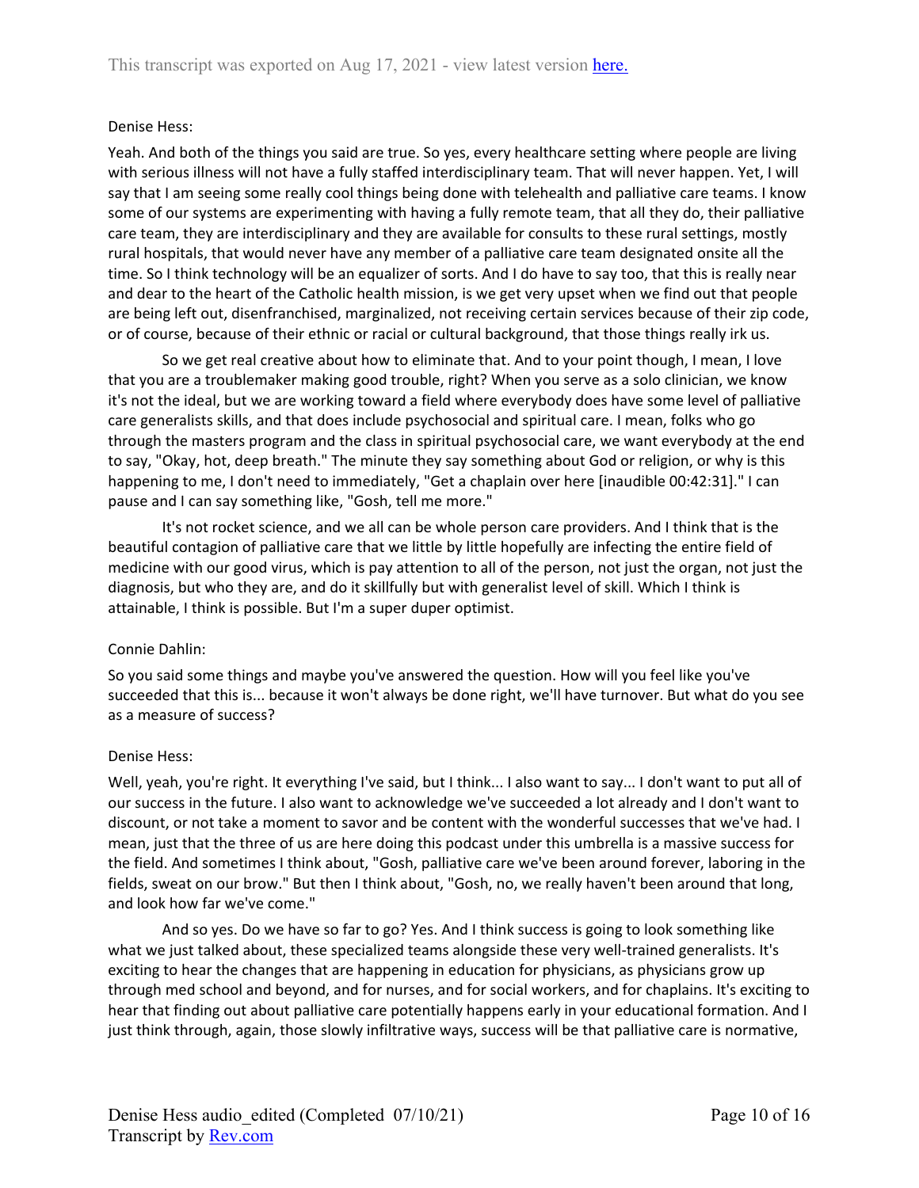Denise Hess:

Yeah. And both of the things you said are true. So yes, every healthcare setting where people are living with serious illness will not have a fully staffed interdisciplinary team. That will never happen. Yet, I will say that I am seeing some really cool things being done with telehealth and palliative care teams. I know some of our systems are experimenting with having a fully remote team, that all they do, their palliative care team, they are interdisciplinary and they are available for consults to these rural settings, mostly rural hospitals, that would never have any member of a palliative care team designated onsite all the time. So I think technology will be an equalizer of sorts. And I do have to say too, that this is really near and dear to the heart of the Catholic health mission, is we get very upset when we find out that people are being left out, disenfranchised, marginalized, not receiving certain services because of their zip code, or of course, because of their ethnic or racial or cultural background, that those things really irk us.

So we get real creative about how to eliminate that. And to your point though, I mean, I love that you are a troublemaker making good trouble, right? When you serve as a solo clinician, we know it's not the ideal, but we are working toward a field where everybody does have some level of palliative care generalists skills, and that does include psychosocial and spiritual care. I mean, folks who go through the masters program and the class in spiritual psychosocial care, we want everybody at the end to say, "Okay, hot, deep breath." The minute they say something about God or religion, or why is this happening to me, I don't need to immediately, "Get a chaplain over here [inaudible 00:42:31]." I can pause and I can say something like, "Gosh, tell me more."

It's not rocket science, and we all can be whole person care providers. And I think that is the beautiful contagion of palliative care that we little by little hopefully are infecting the entire field of medicine with our good virus, which is pay attention to all of the person, not just the organ, not just the diagnosis, but who they are, and do it skillfully but with generalist level of skill. Which I think is attainable, I think is possible. But I'm a super duper optimist.

Connie Dahlin:

So you said some things and maybe you've answered the question. How will you feel like you've succeeded that this is... because it won't always be done right, we'll have turnover. But what do you see as a measure of success?

Denise Hess:

Well, yeah, you're right. It everything I've said, but I think... I also want to say... I don't want to put all of our success in the future. I also want to acknowledge we've succeeded a lot already and I don't want to discount, or not take a moment to savor and be content with the wonderful successes that we've had. I mean, just that the three of us are here doing this podcast under this umbrella is a massive success for the field. And sometimes I think about, "Gosh, palliative care we've been around forever, laboring in the fields, sweat on our brow." But then I think about, "Gosh, no, we really haven't been around that long, and look how far we've come."

And so yes. Do we have so far to go? Yes. And I think success is going to look something like what we just talked about, these specialized teams alongside these very well-trained generalists. It's exciting to hear the changes that are happening in education for physicians, as physicians grow up through med school and beyond, and for nurses, and for social workers, and for chaplains. It's exciting to hear that finding out about palliative care potentially happens early in your educational formation. And I just think through, again, those slowly infiltrative ways, success will be that palliative care is normative,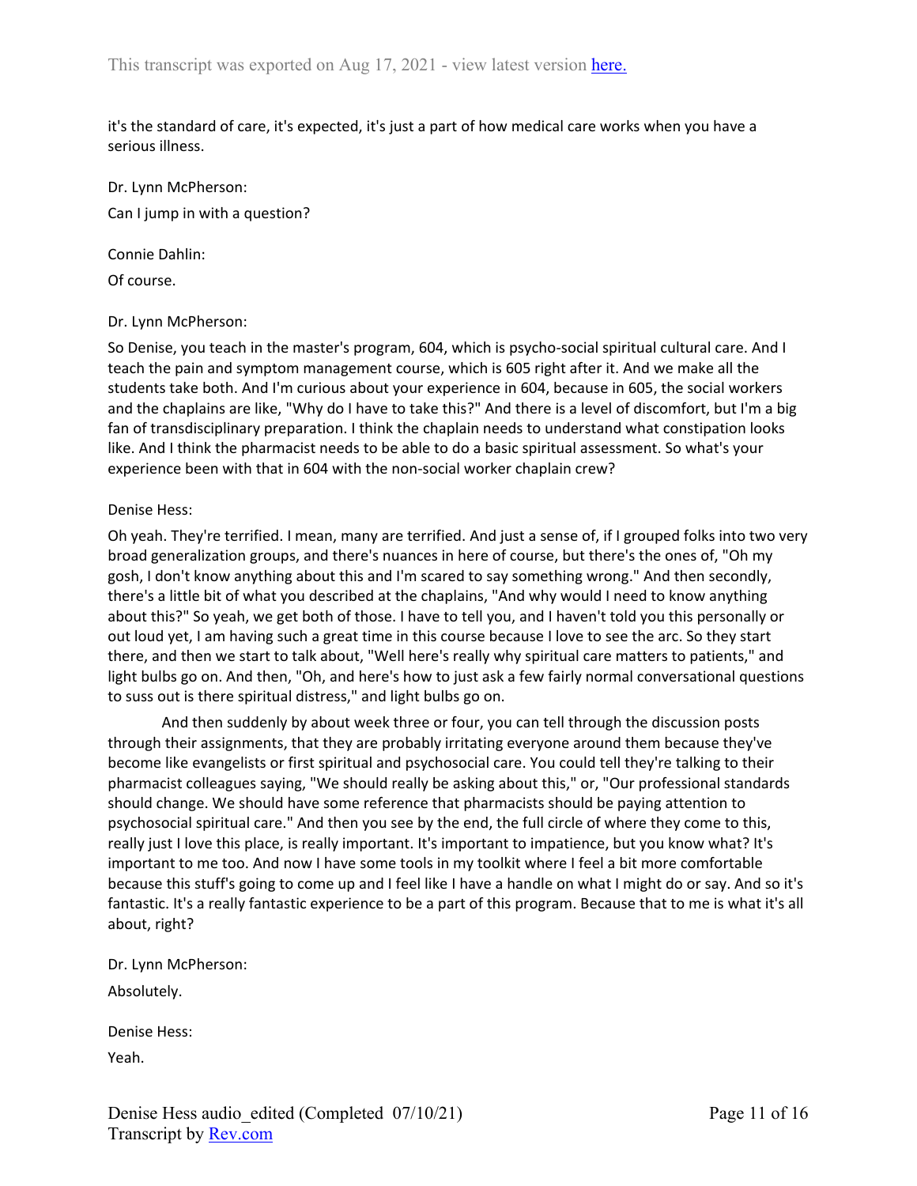it's the standard of care, it's expected, it's just a part of how medical care works when you have a serious illness.

Dr. Lynn McPherson:

Can I jump in with a question?

Connie Dahlin:

Of course.

Dr. Lynn McPherson:

So Denise, you teach in the master's program, 604, which is psycho-social spiritual cultural care. And I teach the pain and symptom management course, which is 605 right after it. And we make all the students take both. And I'm curious about your experience in 604, because in 605, the social workers and the chaplains are like, "Why do I have to take this?" And there is a level of discomfort, but I'm a big fan of transdisciplinary preparation. I think the chaplain needs to understand what constipation looks like. And I think the pharmacist needs to be able to do a basic spiritual assessment. So what's your experience been with that in 604 with the non-social worker chaplain crew?

Denise Hess:

Oh yeah. They're terrified. I mean, many are terrified. And just a sense of, if I grouped folks into two very broad generalization groups, and there's nuances in here of course, but there's the ones of, "Oh my gosh, I don't know anything about this and I'm scared to say something wrong." And then secondly, there's a little bit of what you described at the chaplains, "And why would I need to know anything about this?" So yeah, we get both of those. I have to tell you, and I haven't told you this personally or out loud yet, I am having such a great time in this course because I love to see the arc. So they start there, and then we start to talk about, "Well here's really why spiritual care matters to patients," and light bulbs go on. And then, "Oh, and here's how to just ask a few fairly normal conversational questions to suss out is there spiritual distress," and light bulbs go on.

And then suddenly by about week three or four, you can tell through the discussion posts through their assignments, that they are probably irritating everyone around them because they've become like evangelists or first spiritual and psychosocial care. You could tell they're talking to their pharmacist colleagues saying, "We should really be asking about this," or, "Our professional standards should change. We should have some reference that pharmacists should be paying attention to psychosocial spiritual care." And then you see by the end, the full circle of where they come to this, really just I love this place, is really important. It's important to impatience, but you know what? It's important to me too. And now I have some tools in my toolkit where I feel a bit more comfortable because this stuff's going to come up and I feel like I have a handle on what I might do or say. And so it's fantastic. It's a really fantastic experience to be a part of this program. Because that to me is what it's all about, right?

Dr. Lynn McPherson:

Absolutely.

Denise Hess:

Yeah.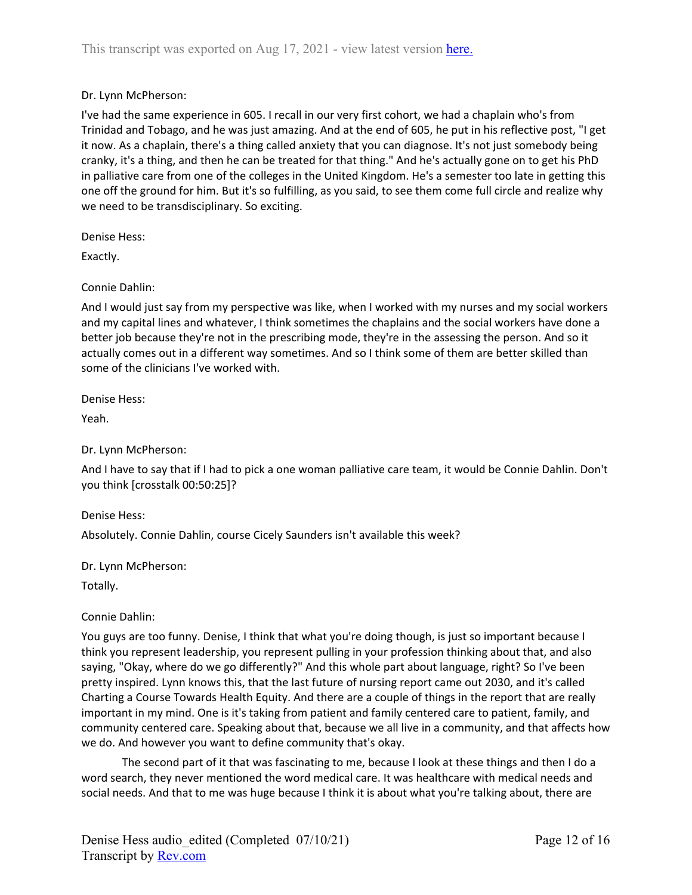Dr. Lynn McPherson:

I've had the same experience in 605. I recall in our very first cohort, we had a chaplain who's from Trinidad and Tobago, and he was just amazing. And at the end of 605, he put in his reflective post, "I get it now. As a chaplain, there's a thing called anxiety that you can diagnose. It's not just somebody being cranky, it's a thing, and then he can be treated for that thing." And he's actually gone on to get his PhD in palliative care from one of the colleges in the United Kingdom. He's a semester too late in getting this one off the ground for him. But it's so fulfilling, as you said, to see them come full circle and realize why we need to be transdisciplinary. So exciting.

Denise Hess:

Exactly.

Connie Dahlin:

And I would just say from my perspective was like, when I worked with my nurses and my social workers and my capital lines and whatever, I think sometimes the chaplains and the social workers have done a better job because they're not in the prescribing mode, they're in the assessing the person. And so it actually comes out in a different way sometimes. And so I think some of them are better skilled than some of the clinicians I've worked with.

Denise Hess:

Yeah.

Dr. Lynn McPherson:

And I have to say that if I had to pick a one woman palliative care team, it would be Connie Dahlin. Don't you think [crosstalk 00:50:25]?

Denise Hess:

Absolutely. Connie Dahlin, course Cicely Saunders isn't available this week?

Dr. Lynn McPherson:

Totally.

Connie Dahlin:

You guys are too funny. Denise, I think that what you're doing though, is just so important because I think you represent leadership, you represent pulling in your profession thinking about that, and also saying, "Okay, where do we go differently?" And this whole part about language, right? So I've been pretty inspired. Lynn knows this, that the last future of nursing report came out 2030, and it's called Charting a Course Towards Health Equity. And there are a couple of things in the report that are really important in my mind. One is it's taking from patient and family centered care to patient, family, and community centered care. Speaking about that, because we all live in a community, and that affects how we do. And however you want to define community that's okay.

The second part of it that was fascinating to me, because I look at these things and then I do a word search, they never mentioned the word medical care. It was healthcare with medical needs and social needs. And that to me was huge because I think it is about what you're talking about, there are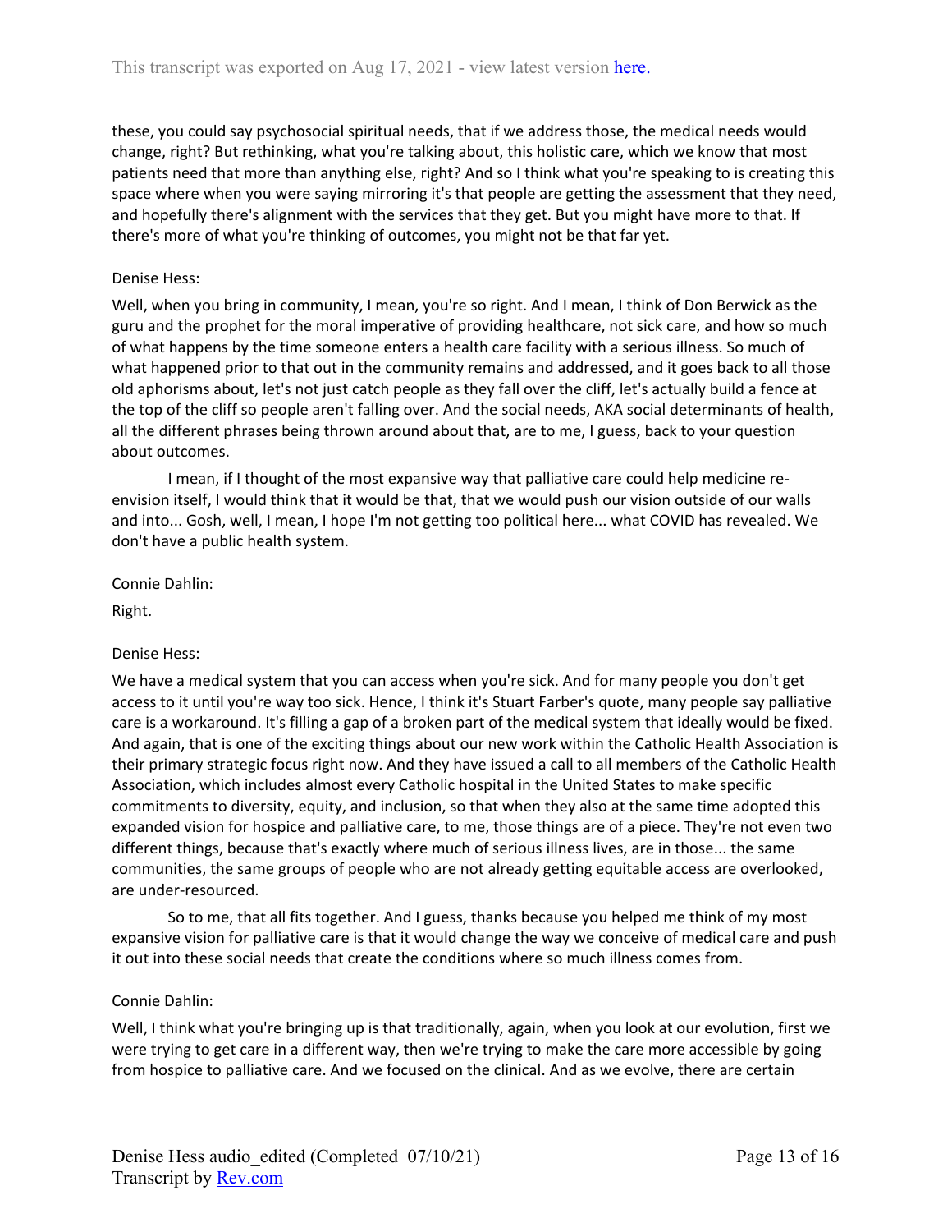these, you could say psychosocial spiritual needs, that if we address those, the medical needs would change, right? But rethinking, what you're talking about, this holistic care, which we know that most patients need that more than anything else, right? And so I think what you're speaking to is creating this space where when you were saying mirroring it's that people are getting the assessment that they need, and hopefully there's alignment with the services that they get. But you might have more to that. If there's more of what you're thinking of outcomes, you might not be that far yet.

Denise Hess:

Well, when you bring in community, I mean, you're so right. And I mean, I think of Don Berwick as the guru and the prophet for the moral imperative of providing healthcare, not sick care, and how so much of what happens by the time someone enters a health care facility with a serious illness. So much of what happened prior to that out in the community remains and addressed, and it goes back to all those old aphorisms about, let's not just catch people as they fall over the cliff, let's actually build a fence at the top of the cliff so people aren't falling over. And the social needs, AKA social determinants of health, all the different phrases being thrown around about that, are to me, I guess, back to your question about outcomes.

I mean, if I thought of the most expansive way that palliative care could help medicine re-envision itself, I would think that it would be that, that we would push our vision outside of our walls and into... Gosh, well, I mean, I hope I'm not getting too political here... what COVID has revealed. We don't have a public health system.

Connie Dahlin:

Right.

Denise Hess:

We have a medical system that you can access when you're sick. And for many people you don't get access to it until you're way too sick. Hence, I think it's Stuart Farber's quote, many people say palliative care is a workaround. It's filling a gap of a broken part of the medical system that ideally would be fixed. And again, that is one of the exciting things about our new work within the Catholic Health Association is their primary strategic focus right now. And they have issued a call to all members of the Catholic Health Association, which includes almost every Catholic hospital in the United States to make specific commitments to diversity, equity, and inclusion, so that when they also at the same time adopted this expanded vision for hospice and palliative care, to me, those things are of a piece. They're not even two different things, because that's exactly where much of serious illness lives, are in those... the same communities, the same groups of people who are not already getting equitable access are overlooked, are under-resourced.

So to me, that all fits together. And I guess, thanks because you helped me think of my most expansive vision for palliative care is that it would change the way we conceive of medical care and push it out into these social needs that create the conditions where so much illness comes from.

Connie Dahlin:

Well, I think what you're bringing up is that traditionally, again, when you look at our evolution, first we were trying to get care in a different way, then we're trying to make the care more accessible by going from hospice to palliative care. And we focused on the clinical. And as we evolve, there are certain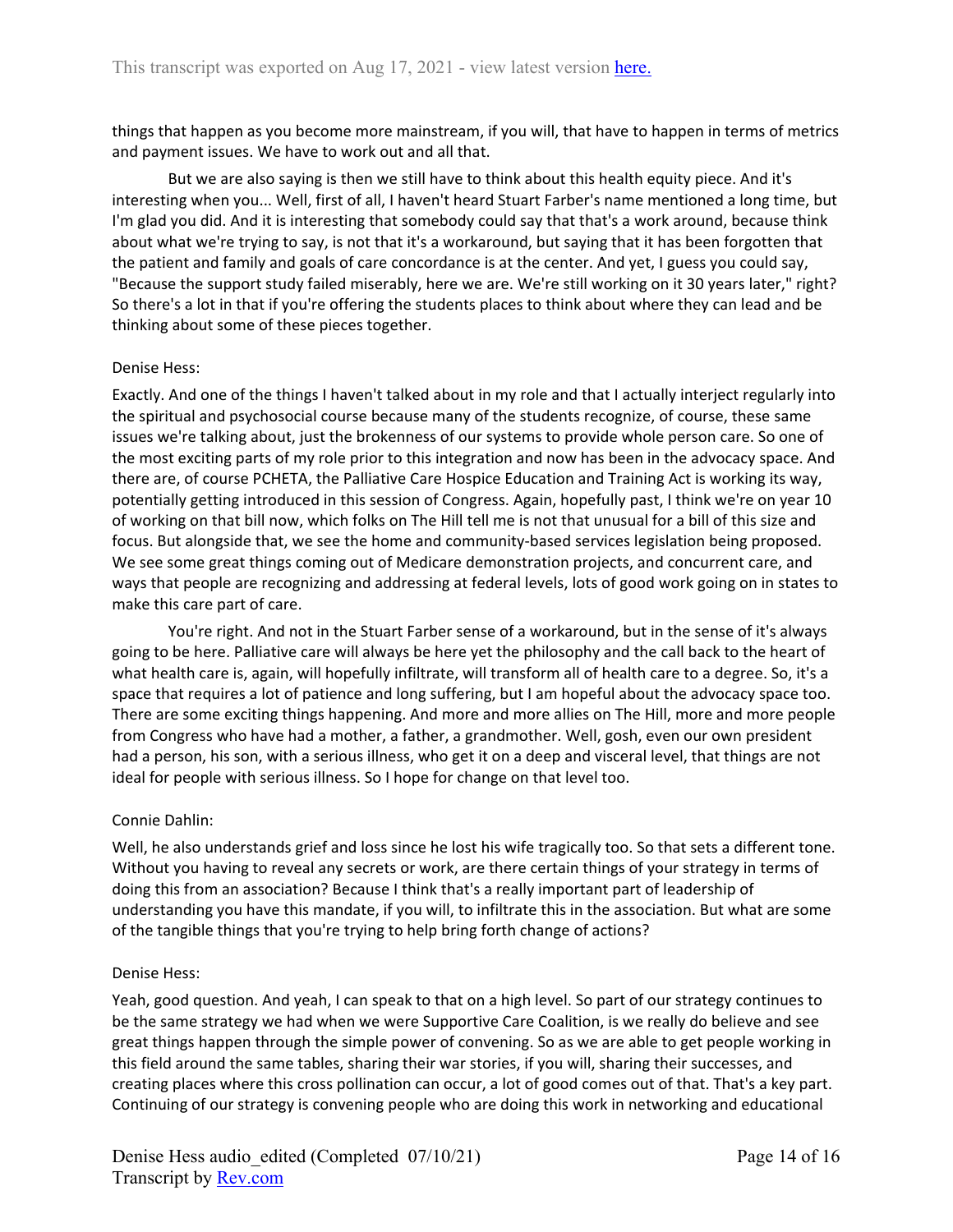things that happen as you become more mainstream, if you will, that have to happen in terms of metrics and payment issues. We have to work out and all that.

But we are also saying is then we still have to think about this health equity piece. And it's interesting when you... Well, first of all, I haven't heard Stuart Farber's name mentioned a long time, but I'm glad you did. And it is interesting that somebody could say that that's a work around, because think about what we're trying to say, is not that it's a workaround, but saying that it has been forgotten that the patient and family and goals of care concordance is at the center. And yet, I guess you could say, "Because the support study failed miserably, here we are. We're still working on it 30 years later," right? So there's a lot in that if you're offering the students places to think about where they can lead and be thinking about some of these pieces together.

Denise Hess:

Exactly. And one of the things I haven't talked about in my role and that I actually interject regularly into the spiritual and psychosocial course because many of the students recognize, of course, these same issues we're talking about, just the brokenness of our systems to provide whole person care. So one of the most exciting parts of my role prior to this integration and now has been in the advocacy space. And there are, of course PCHETA, the Palliative Care Hospice Education and Training Act is working its way, potentially getting introduced in this session of Congress. Again, hopefully past, I think we're on year 10 of working on that bill now, which folks on The Hill tell me is not that unusual for a bill of this size and focus. But alongside that, we see the home and community-based services legislation being proposed. We see some great things coming out of Medicare demonstration projects, and concurrent care, and ways that people are recognizing and addressing at federal levels, lots of good work going on in states to make this care part of care.

You're right. And not in the Stuart Farber sense of a workaround, but in the sense of it's always going to be here. Palliative care will always be here yet the philosophy and the call back to the heart of what health care is, again, will hopefully infiltrate, will transform all of health care to a degree. So, it's a space that requires a lot of patience and long suffering, but I am hopeful about the advocacy space too. There are some exciting things happening. And more and more allies on The Hill, more and more people from Congress who have had a mother, a father, a grandmother. Well, gosh, even our own president had a person, his son, with a serious illness, who get it on a deep and visceral level, that things are not ideal for people with serious illness. So I hope for change on that level too.

Connie Dahlin:

Well, he also understands grief and loss since he lost his wife tragically too. So that sets a different tone. Without you having to reveal any secrets or work, are there certain things of your strategy in terms of doing this from an association? Because I think that's a really important part of leadership of understanding you have this mandate, if you will, to infiltrate this in the association. But what are some of the tangible things that you're trying to help bring forth change of actions?

Denise Hess:

Yeah, good question. And yeah, I can speak to that on a high level. So part of our strategy continues to be the same strategy we had when we were Supportive Care Coalition, is we really do believe and see great things happen through the simple power of convening. So as we are able to get people working in this field around the same tables, sharing their war stories, if you will, sharing their successes, and creating places where this cross pollination can occur, a lot of good comes out of that. That's a key part. Continuing of our strategy is convening people who are doing this work in networking and educational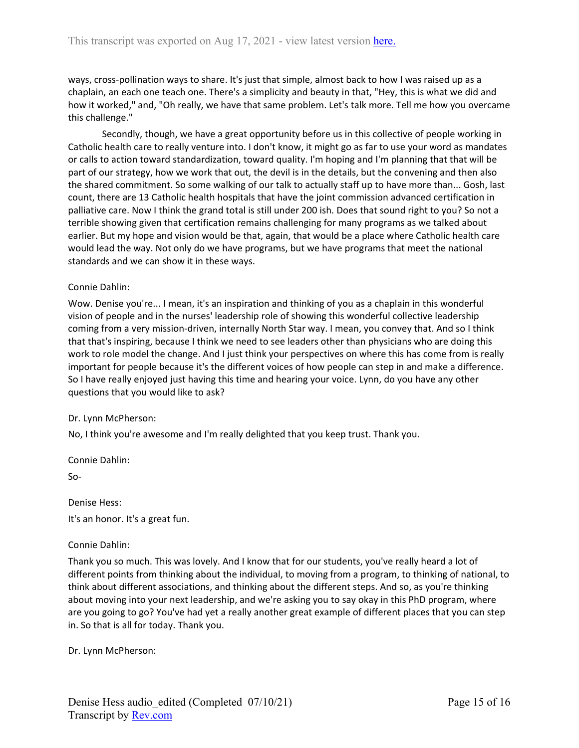ways, cross-pollination ways to share. It's just that simple, almost back to how I was raised up as a chaplain, an each one teach one. There's a simplicity and beauty in that, "Hey, this is what we did and how it worked," and, "Oh really, we have that same problem. Let's talk more. Tell me how you overcame this challenge."

Secondly, though, we have a great opportunity before us in this collective of people working in Catholic health care to really venture into. I don't know, it might go as far to use your word as mandates or calls to action toward standardization, toward quality. I'm hoping and I'm planning that that will be part of our strategy, how we work that out, the devil is in the details, but the convening and then also the shared commitment. So some walking of our talk to actually staff up to have more than... Gosh, last count, there are 13 Catholic health hospitals that have the joint commission advanced certification in palliative care. Now I think the grand total is still under 200 ish. Does that sound right to you? So not a terrible showing given that certification remains challenging for many programs as we talked about earlier. But my hope and vision would be that, again, that would be a place where Catholic health care would lead the way. Not only do we have programs, but we have programs that meet the national standards and we can show it in these ways.

Connie Dahlin:

Wow. Denise you're... I mean, it's an inspiration and thinking of you as a chaplain in this wonderful vision of people and in the nurses' leadership role of showing this wonderful collective leadership coming from a very mission-driven, internally North Star way. I mean, you convey that. And so I think that that's inspiring, because I think we need to see leaders other than physicians who are doing this work to role model the change. And I just think your perspectives on where this has come from is really important for people because it's the different voices of how people can step in and make a difference. So I have really enjoyed just having this time and hearing your voice. Lynn, do you have any other questions that you would like to ask?

Dr. Lynn McPherson:

No, I think you're awesome and I'm really delighted that you keep trust. Thank you.

Connie Dahlin:

So-

Denise Hess:

It's an honor. It's a great fun.

Connie Dahlin:

Thank you so much. This was lovely. And I know that for our students, you've really heard a lot of different points from thinking about the individual, to moving from a program, to thinking of national, to think about different associations, and thinking about the different steps. And so, as you're thinking about moving into your next leadership, and we're asking you to say okay in this PhD program, where are you going to go? You've had yet a really another great example of different places that you can step in. So that is all for today. Thank you.

Dr. Lynn McPherson: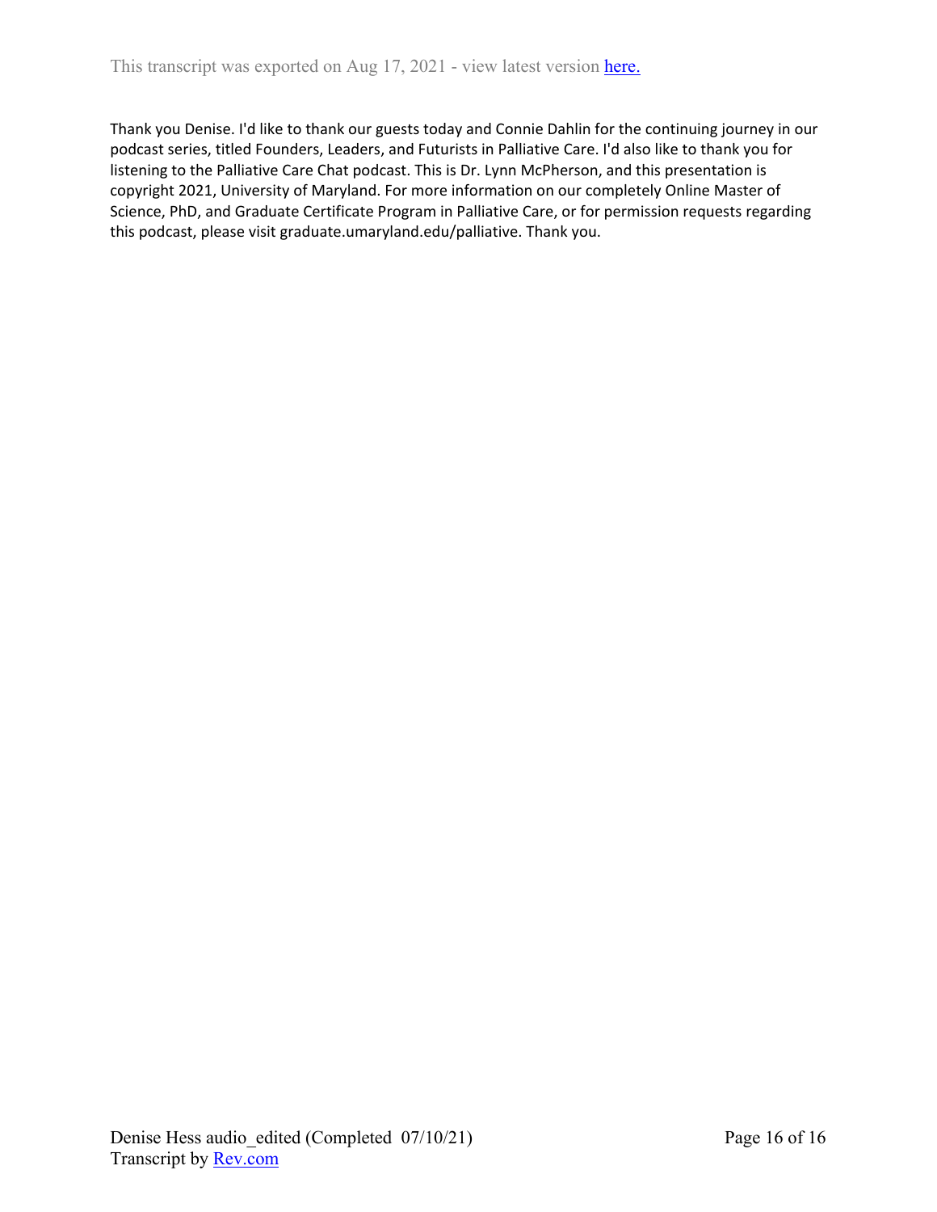Thank you Denise. I'd like to thank our guests today and Connie Dahlin for the continuing journey in our podcast series, titled Founders, Leaders, and Futurists in Palliative Care. I'd also like to thank you for listening to the Palliative Care Chat podcast. This is Dr. Lynn McPherson, and this presentation is copyright 2021, University of Maryland. For more information on our completely Online Master of Science, PhD, and Graduate Certificate Program in Palliative Care, or for permission requests regarding this podcast, please visit graduate.umaryland.edu/palliative. Thank you.